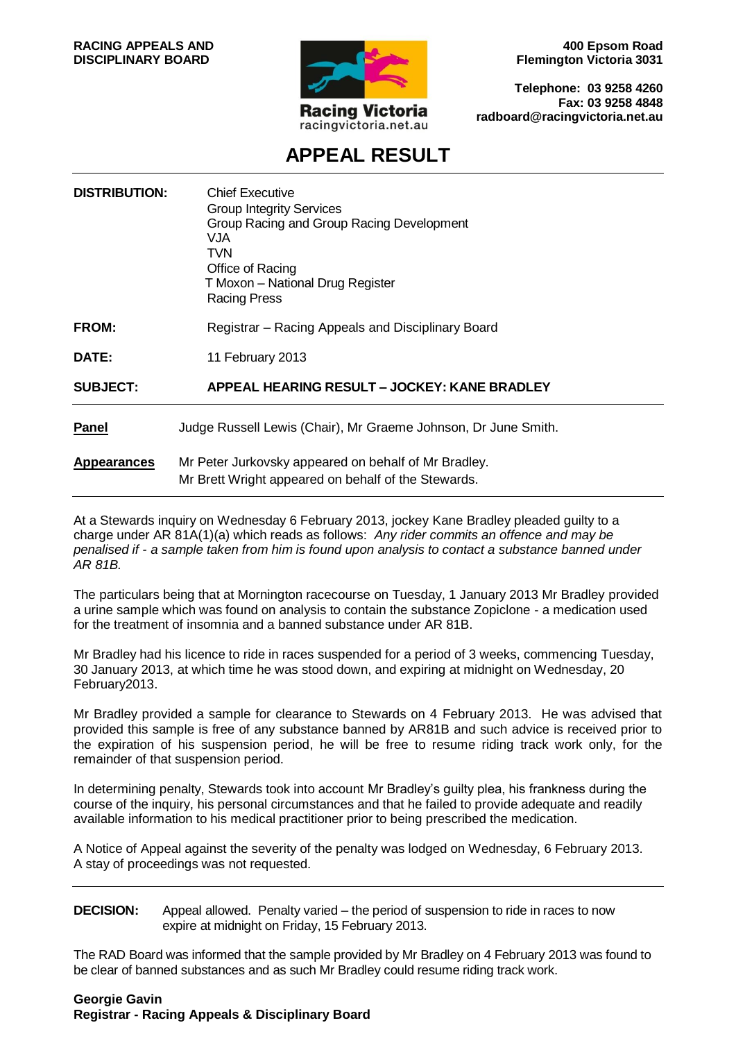**RACING APPEALS AND DISCIPLINARY BOARD**

Racing Victoria
racingvictoria.net.au

**400 Epsom Road**
**Flemington Victoria 3031**

**Telephone: 03 9258 4260**
**Fax: 03 9258 4848**
**radboard@racingvictoria.net.au**

# APPEAL RESULT

**DISTRIBUTION:** Chief Executive
Group Integrity Services
Group Racing and Group Racing Development
VJA
TVN
Office of Racing
T Moxon – National Drug Register
Racing Press

**FROM:** Registrar – Racing Appeals and Disciplinary Board

**DATE:** 11 February 2013

**SUBJECT:** **APPEAL HEARING RESULT – JOCKEY: KANE BRADLEY**

---

**Panel** Judge Russell Lewis (Chair), Mr Graeme Johnson, Dr June Smith.

**Appearances** Mr Peter Jurkovsky appeared on behalf of Mr Bradley.
Mr Brett Wright appeared on behalf of the Stewards.

---

At a Stewards inquiry on Wednesday 6 February 2013, jockey Kane Bradley pleaded guilty to a charge under AR 81A(1)(a) which reads as follows: *Any rider commits an offence and may be penalised if - a sample taken from him is found upon analysis to contact a substance banned under AR 81B.*

The particulars being that at Mornington racecourse on Tuesday, 1 January 2013 Mr Bradley provided a urine sample which was found on analysis to contain the substance Zopiclone - a medication used for the treatment of insomnia and a banned substance under AR 81B.

Mr Bradley had his licence to ride in races suspended for a period of 3 weeks, commencing Tuesday, 30 January 2013, at which time he was stood down, and expiring at midnight on Wednesday, 20 February2013.

Mr Bradley provided a sample for clearance to Stewards on 4 February 2013. He was advised that provided this sample is free of any substance banned by AR81B and such advice is received prior to the expiration of his suspension period, he will be free to resume riding track work only, for the remainder of that suspension period.

In determining penalty, Stewards took into account Mr Bradley's guilty plea, his frankness during the course of the inquiry, his personal circumstances and that he failed to provide adequate and readily available information to his medical practitioner prior to being prescribed the medication.

A Notice of Appeal against the severity of the penalty was lodged on Wednesday, 6 February 2013. A stay of proceedings was not requested.

---

**DECISION:** Appeal allowed. Penalty varied – the period of suspension to ride in races to now expire at midnight on Friday, 15 February 2013.

The RAD Board was informed that the sample provided by Mr Bradley on 4 February 2013 was found to be clear of banned substances and as such Mr Bradley could resume riding track work.

**Georgie Gavin**
**Registrar - Racing Appeals & Disciplinary Board**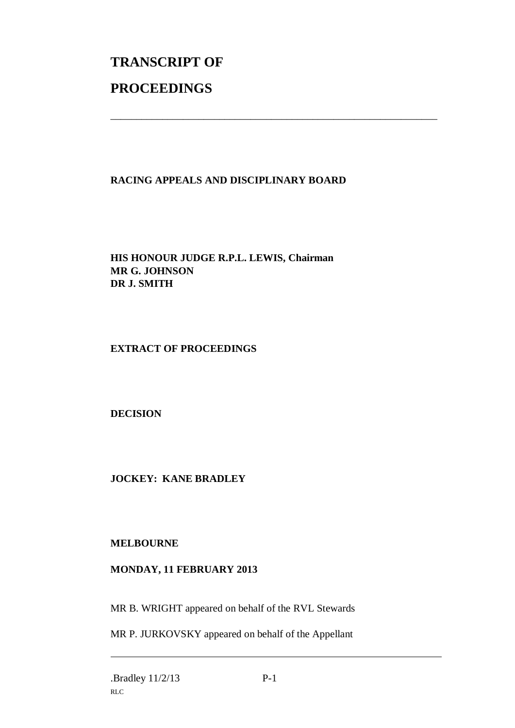# TRANSCRIPT OF

# PROCEEDINGS

---

**RACING APPEALS AND DISCIPLINARY BOARD**

**HIS HONOUR JUDGE R.P.L. LEWIS, Chairman**
**MR G. JOHNSON**
**DR J. SMITH**

**EXTRACT OF PROCEEDINGS**

**DECISION**

**JOCKEY: KANE BRADLEY**

**MELBOURNE**

**MONDAY, 11 FEBRUARY 2013**

MR B. WRIGHT appeared on behalf of the RVL Stewards

MR P. JURKOVSKY appeared on behalf of the Appellant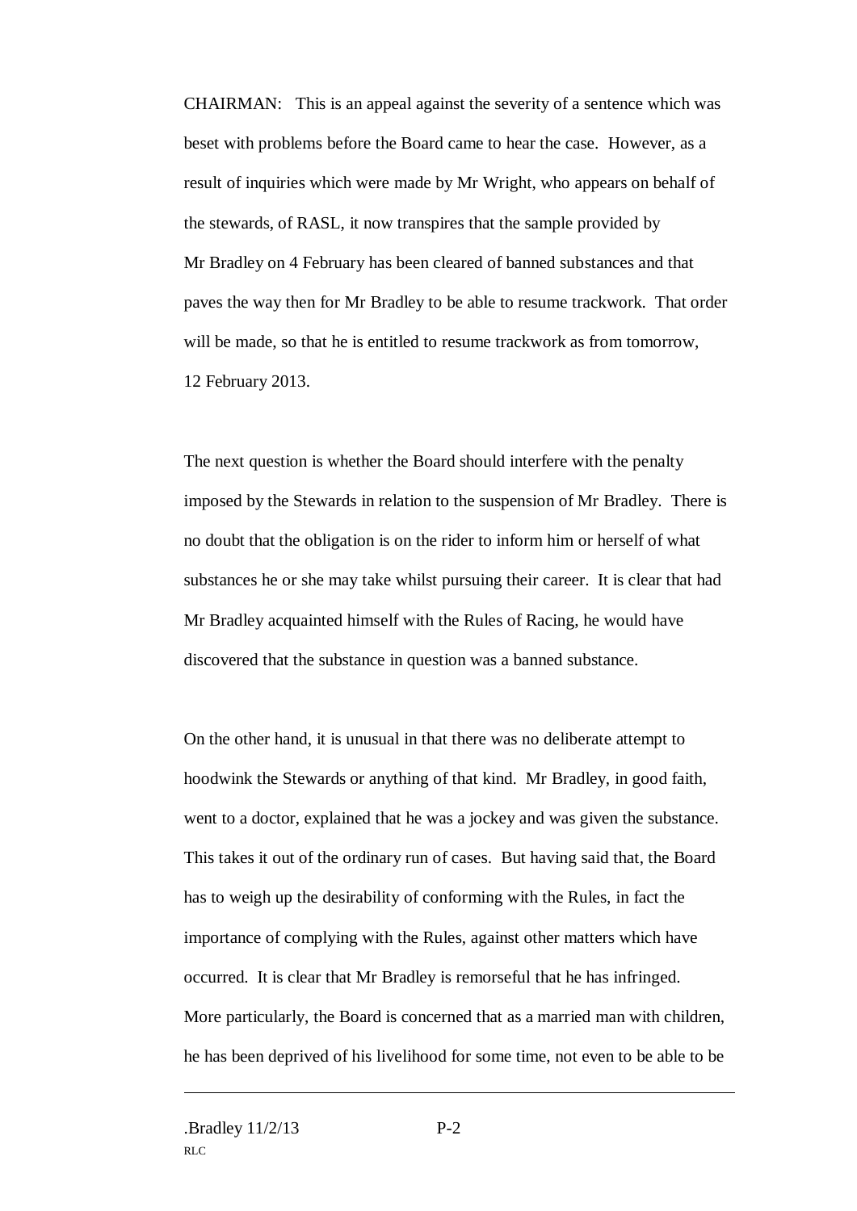CHAIRMAN: This is an appeal against the severity of a sentence which was beset with problems before the Board came to hear the case. However, as a result of inquiries which were made by Mr Wright, who appears on behalf of the stewards, of RASL, it now transpires that the sample provided by Mr Bradley on 4 February has been cleared of banned substances and that paves the way then for Mr Bradley to be able to resume trackwork. That order will be made, so that he is entitled to resume trackwork as from tomorrow, 12 February 2013.

The next question is whether the Board should interfere with the penalty imposed by the Stewards in relation to the suspension of Mr Bradley. There is no doubt that the obligation is on the rider to inform him or herself of what substances he or she may take whilst pursuing their career. It is clear that had Mr Bradley acquainted himself with the Rules of Racing, he would have discovered that the substance in question was a banned substance.

On the other hand, it is unusual in that there was no deliberate attempt to hoodwink the Stewards or anything of that kind. Mr Bradley, in good faith, went to a doctor, explained that he was a jockey and was given the substance. This takes it out of the ordinary run of cases. But having said that, the Board has to weigh up the desirability of conforming with the Rules, in fact the importance of complying with the Rules, against other matters which have occurred. It is clear that Mr Bradley is remorseful that he has infringed. More particularly, the Board is concerned that as a married man with children, he has been deprived of his livelihood for some time, not even to be able to be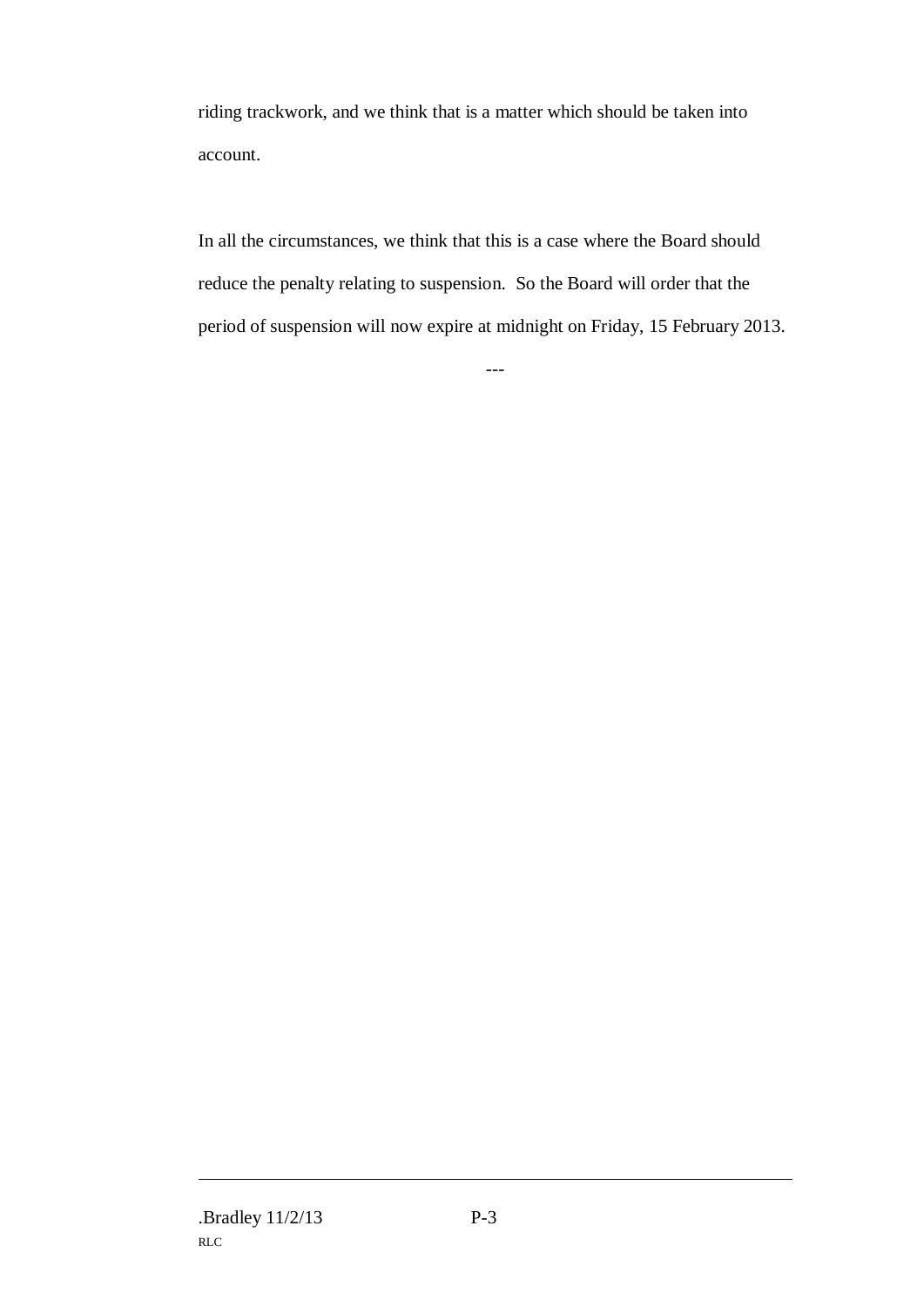riding trackwork, and we think that is a matter which should be taken into account.

In all the circumstances, we think that this is a case where the Board should reduce the penalty relating to suspension. So the Board will order that the period of suspension will now expire at midnight on Friday, 15 February 2013.

---